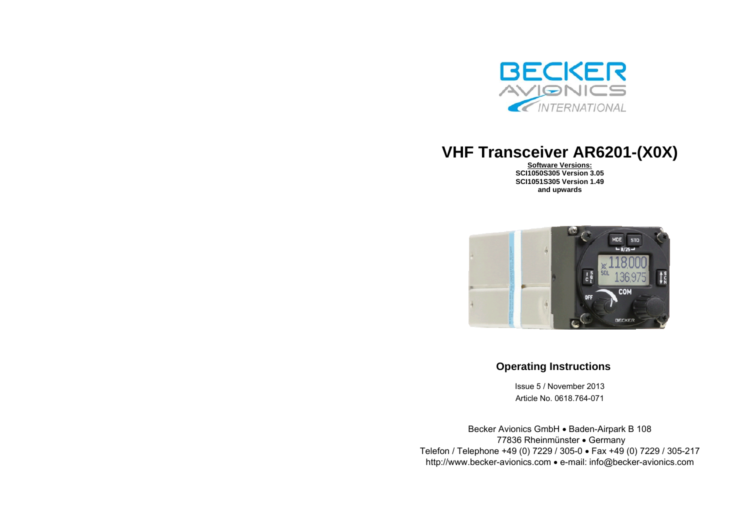# VHF Transceiver AR6201-(X0X)

**Software Versions:**
**SCI1050S305 Version 3.05**
**SCI1051S305 Version 1.49**
**and upwards**

## Operating Instructions

Issue 5 / November 2013

Article No. 0618.764-071

Becker Avionics GmbH • Baden-Airpark B 108
77836 Rheinmünster • Germany
Telefon / Telephone +49 (0) 7229 / 305-0 • Fax +49 (0) 7229 / 305-217
http://www.becker-avionics.com • e-mail: info@becker-avionics.com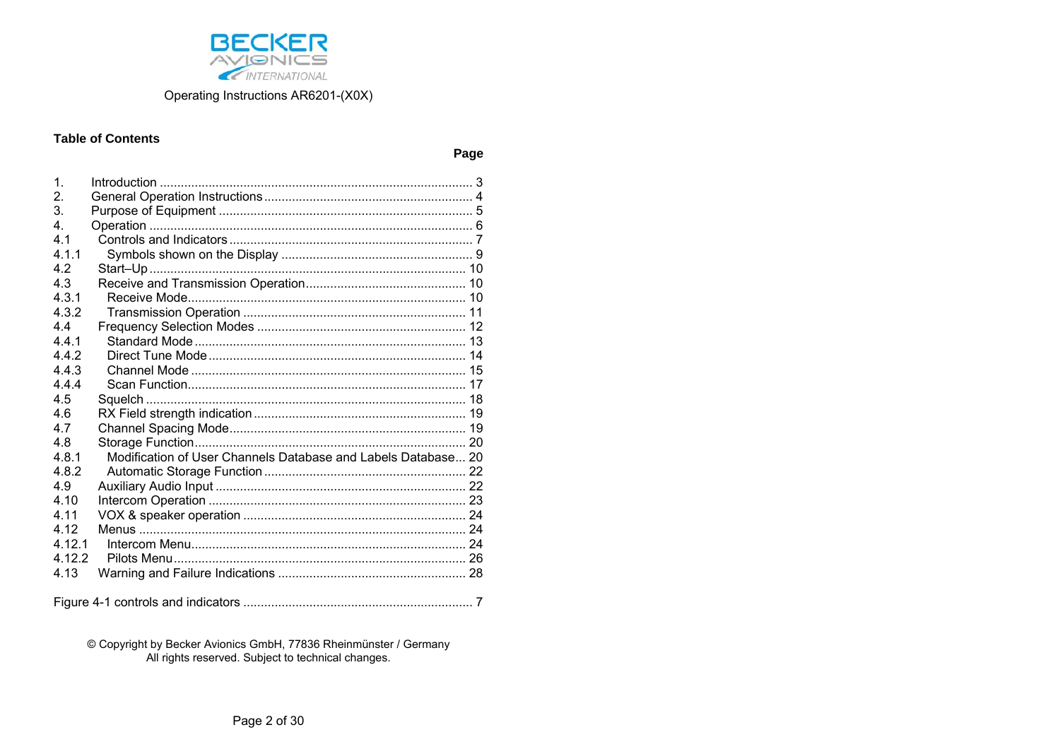Operating Instructions AR6201-(X0X)

**Table of Contents**

| | | Page |
|---|---|---|
| 1. | Introduction | 3 |
| 2. | General Operation Instructions | 4 |
| 3. | Purpose of Equipment | 5 |
| 4. | Operation | 6 |
| 4.1 | Controls and Indicators | 7 |
| 4.1.1 | Symbols shown on the Display | 9 |
| 4.2 | Start–Up | 10 |
| 4.3 | Receive and Transmission Operation | 10 |
| 4.3.1 | Receive Mode | 10 |
| 4.3.2 | Transmission Operation | 11 |
| 4.4 | Frequency Selection Modes | 12 |
| 4.4.1 | Standard Mode | 13 |
| 4.4.2 | Direct Tune Mode | 14 |
| 4.4.3 | Channel Mode | 15 |
| 4.4.4 | Scan Function | 17 |
| 4.5 | Squelch | 18 |
| 4.6 | RX Field strength indication | 19 |
| 4.7 | Channel Spacing Mode | 19 |
| 4.8 | Storage Function | 20 |
| 4.8.1 | Modification of User Channels Database and Labels Database | 20 |
| 4.8.2 | Automatic Storage Function | 22 |
| 4.9 | Auxiliary Audio Input | 22 |
| 4.10 | Intercom Operation | 23 |
| 4.11 | VOX & speaker operation | 24 |
| 4.12 | Menus | 24 |
| 4.12.1 | Intercom Menu | 24 |
| 4.12.2 | Pilots Menu | 26 |
| 4.13 | Warning and Failure Indications | 28 |

Figure 4-1 controls and indicators ... 7

© Copyright by Becker Avionics GmbH, 77836 Rheinmünster / Germany
All rights reserved. Subject to technical changes.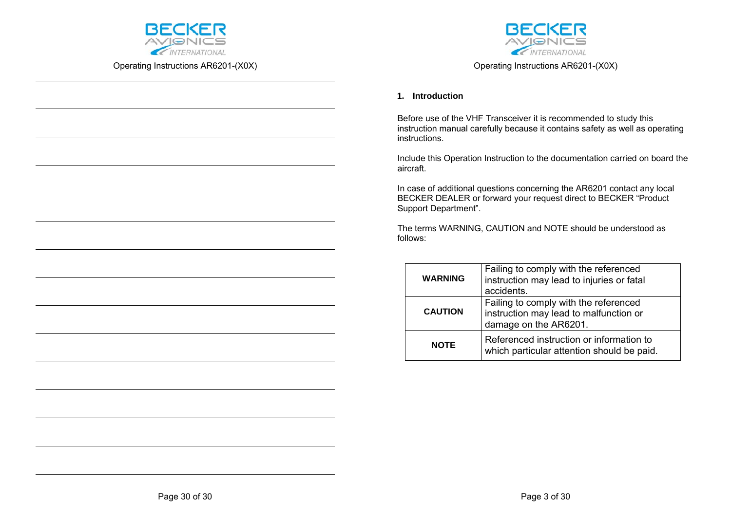## 1. Introduction

Before use of the VHF Transceiver it is recommended to study this instruction manual carefully because it contains safety as well as operating instructions.

Include this Operation Instruction to the documentation carried on board the aircraft.

In case of additional questions concerning the AR6201 contact any local BECKER DEALER or forward your request direct to BECKER “Product Support Department”.

The terms WARNING, CAUTION and NOTE should be understood as follows:

| | |
|---|---|
| **WARNING** | Failing to comply with the referenced instruction may lead to injuries or fatal accidents. |
| **CAUTION** | Failing to comply with the referenced instruction may lead to malfunction or damage on the AR6201. |
| **NOTE** | Referenced instruction or information to which particular attention should be paid. |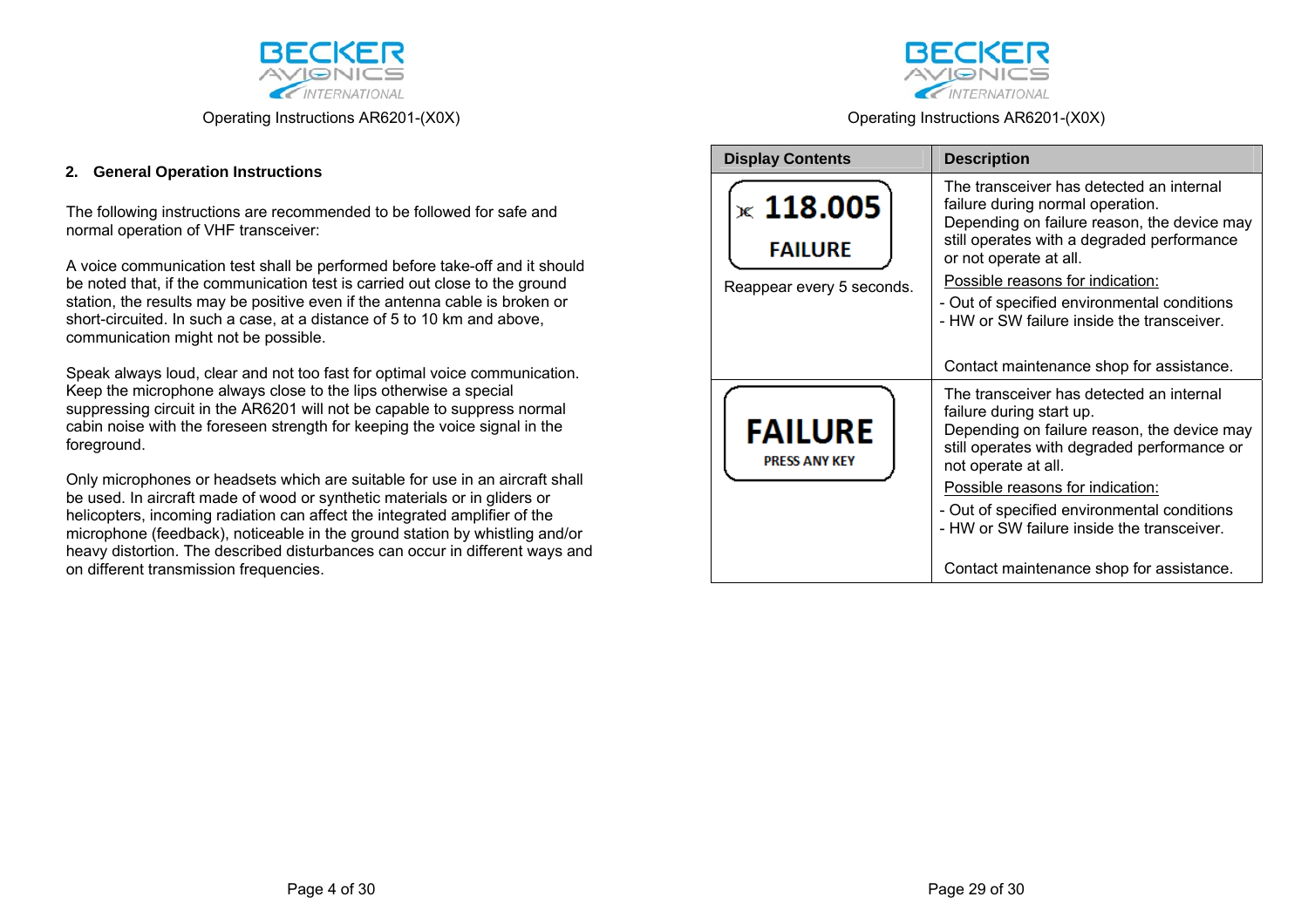## 2. General Operation Instructions

The following instructions are recommended to be followed for safe and normal operation of VHF transceiver:

A voice communication test shall be performed before take-off and it should be noted that, if the communication test is carried out close to the ground station, the results may be positive even if the antenna cable is broken or short-circuited. In such a case, at a distance of 5 to 10 km and above, communication might not be possible.

Speak always loud, clear and not too fast for optimal voice communication. Keep the microphone always close to the lips otherwise a special suppressing circuit in the AR6201 will not be capable to suppress normal cabin noise with the foreseen strength for keeping the voice signal in the foreground.

Only microphones or headsets which are suitable for use in an aircraft shall be used. In aircraft made of wood or synthetic materials or in gliders or helicopters, incoming radiation can affect the integrated amplifier of the microphone (feedback), noticeable in the ground station by whistling and/or heavy distortion. The described disturbances can occur in different ways and on different transmission frequencies.

| Display Contents | Description |
|---|---|
| 118.005 FAILURE<br><br>Reappear every 5 seconds. | The transceiver has detected an internal failure during normal operation.<br>Depending on failure reason, the device may still operates with a degraded performance or not operate at all.<br><br>Possible reasons for indication:<br>- Out of specified environmental conditions<br>- HW or SW failure inside the transceiver.<br><br>Contact maintenance shop for assistance. |
| FAILURE<br>PRESS ANY KEY | The transceiver has detected an internal failure during start up.<br>Depending on failure reason, the device may still operates with degraded performance or not operate at all.<br><br>Possible reasons for indication:<br>- Out of specified environmental conditions<br>- HW or SW failure inside the transceiver.<br><br>Contact maintenance shop for assistance. |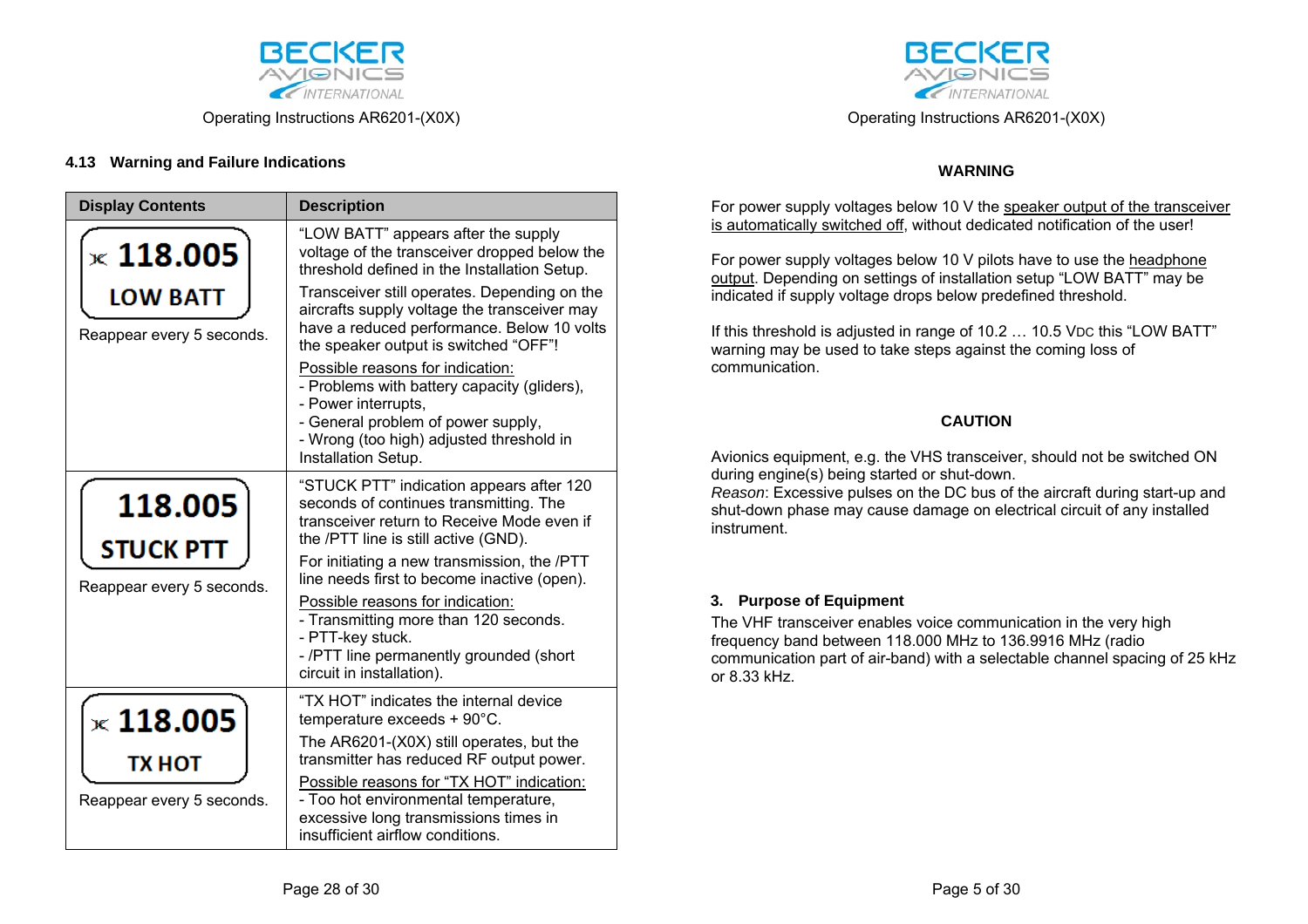## 4.13 Warning and Failure Indications

| Display Contents | Description |
|---|---|
| 118.005 LOW BATT<br>Reappear every 5 seconds. | "LOW BATT" appears after the supply voltage of the transceiver dropped below the threshold defined in the Installation Setup.<br>Transceiver still operates. Depending on the aircrafts supply voltage the transceiver may have a reduced performance. Below 10 volts the speaker output is switched "OFF"!<br><u>Possible reasons for indication:</u><br>- Problems with battery capacity (gliders),<br>- Power interrupts,<br>- General problem of power supply,<br>- Wrong (too high) adjusted threshold in Installation Setup. |
| 118.005 STUCK PTT<br>Reappear every 5 seconds. | "STUCK PTT" indication appears after 120 seconds of continues transmitting. The transceiver return to Receive Mode even if the /PTT line is still active (GND).<br>For initiating a new transmission, the /PTT line needs first to become inactive (open).<br><u>Possible reasons for indication:</u><br>- Transmitting more than 120 seconds.<br>- PTT-key stuck.<br>- /PTT line permanently grounded (short circuit in installation). |
| 118.005 TX HOT<br>Reappear every 5 seconds. | "TX HOT" indicates the internal device temperature exceeds + 90°C.<br>The AR6201-(X0X) still operates, but the transmitter has reduced RF output power.<br><u>Possible reasons for "TX HOT" indication:</u><br>- Too hot environmental temperature, excessive long transmissions times in insufficient airflow conditions. |

**WARNING**

For power supply voltages below 10 V the <u>speaker output of the transceiver is automatically switched off</u>, without dedicated notification of the user!

For power supply voltages below 10 V pilots have to use the <u>headphone output</u>. Depending on settings of installation setup "LOW BATT" may be indicated if supply voltage drops below predefined threshold.

If this threshold is adjusted in range of 10.2 … 10.5 VDC this "LOW BATT" warning may be used to take steps against the coming loss of communication.

**CAUTION**

Avionics equipment, e.g. the VHS transceiver, should not be switched ON during engine(s) being started or shut-down.
*Reason*: Excessive pulses on the DC bus of the aircraft during start-up and shut-down phase may cause damage on electrical circuit of any installed instrument.

## 3. Purpose of Equipment

The VHF transceiver enables voice communication in the very high frequency band between 118.000 MHz to 136.9916 MHz (radio communication part of air-band) with a selectable channel spacing of 25 kHz or 8.33 kHz.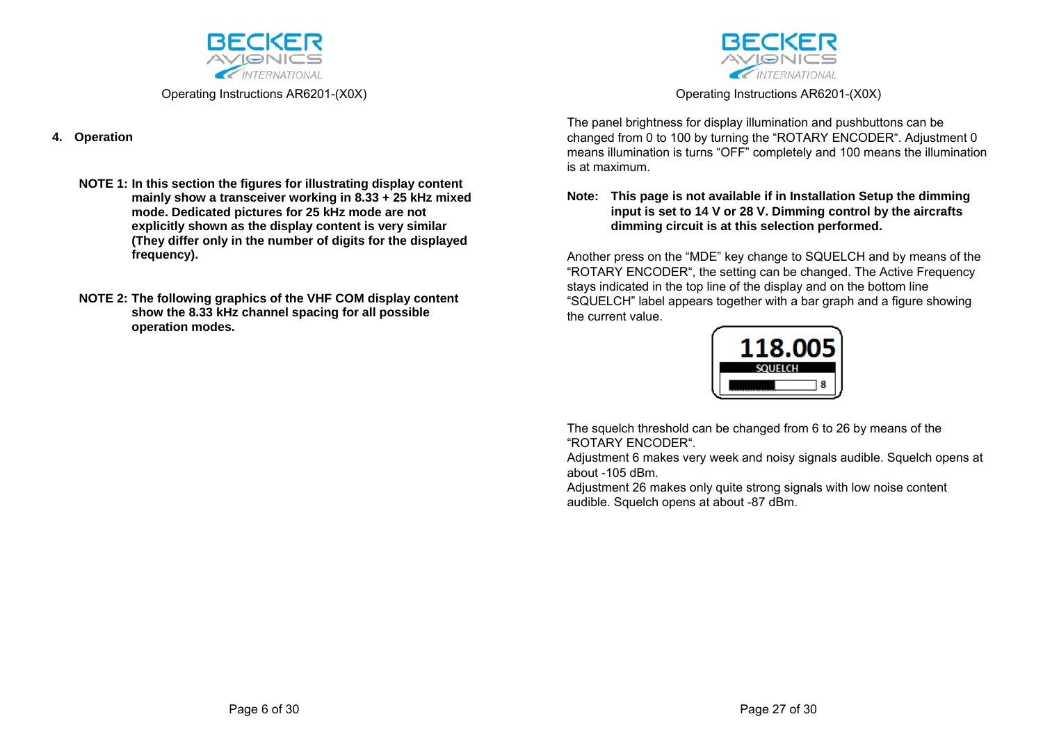## 4. Operation

**NOTE 1: In this section the figures for illustrating display content mainly show a transceiver working in 8.33 + 25 kHz mixed mode. Dedicated pictures for 25 kHz mode are not explicitly shown as the display content is very similar (They differ only in the number of digits for the displayed frequency).**

**NOTE 2: The following graphics of the VHF COM display content show the 8.33 kHz channel spacing for all possible operation modes.**

The panel brightness for display illumination and pushbuttons can be changed from 0 to 100 by turning the "ROTARY ENCODER". Adjustment 0 means illumination is turns "OFF" completely and 100 means the illumination is at maximum.

**Note: This page is not available if in Installation Setup the dimming input is set to 14 V or 28 V. Dimming control by the aircrafts dimming circuit is at this selection performed.**

Another press on the "MDE" key change to SQUELCH and by means of the "ROTARY ENCODER", the setting can be changed. The Active Frequency stays indicated in the top line of the display and on the bottom line "SQUELCH" label appears together with a bar graph and a figure showing the current value.

118.005
SQUELCH
8

The squelch threshold can be changed from 6 to 26 by means of the "ROTARY ENCODER".
Adjustment 6 makes very week and noisy signals audible. Squelch opens at about -105 dBm.
Adjustment 26 makes only quite strong signals with low noise content audible. Squelch opens at about -87 dBm.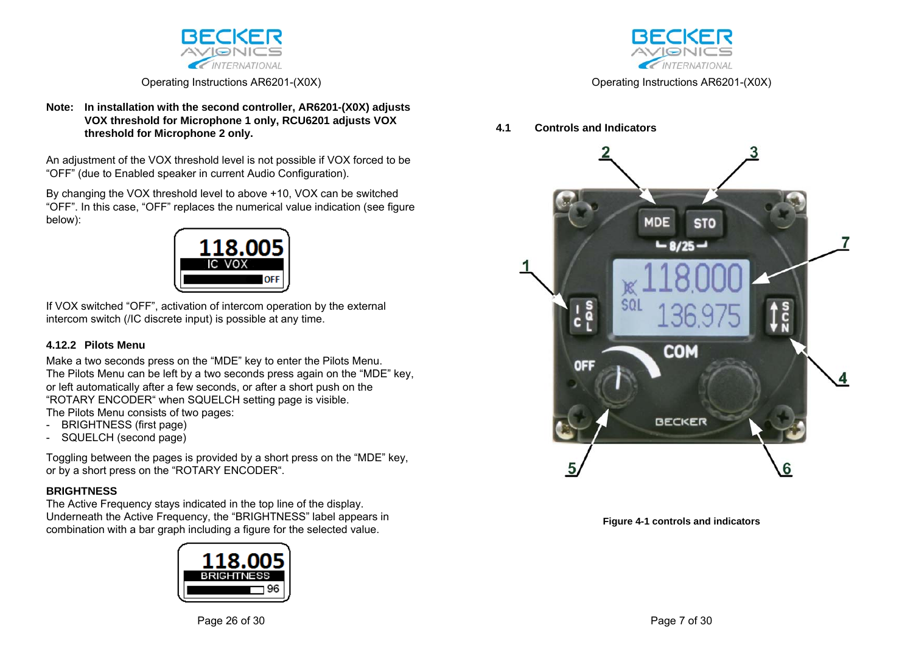**Note: In installation with the second controller, AR6201-(X0X) adjusts VOX threshold for Microphone 1 only, RCU6201 adjusts VOX threshold for Microphone 2 only.**

An adjustment of the VOX threshold level is not possible if VOX forced to be "OFF" (due to Enabled speaker in current Audio Configuration).

By changing the VOX threshold level to above +10, VOX can be switched "OFF". In this case, "OFF" replaces the numerical value indication (see figure below):

If VOX switched "OFF", activation of intercom operation by the external intercom switch (/IC discrete input) is possible at any time.

### 4.12.2 Pilots Menu

Make a two seconds press on the "MDE" key to enter the Pilots Menu.
The Pilots Menu can be left by a two seconds press again on the "MDE" key, or left automatically after a few seconds, or after a short push on the "ROTARY ENCODER" when SQUELCH setting page is visible.
The Pilots Menu consists of two pages:

- BRIGHTNESS (first page)
- SQUELCH (second page)

Toggling between the pages is provided by a short press on the "MDE" key, or by a short press on the "ROTARY ENCODER".

**BRIGHTNESS**
The Active Frequency stays indicated in the top line of the display.
Underneath the Active Frequency, the "BRIGHTNESS" label appears in combination with a bar graph including a figure for the selected value.

## 4.1 Controls and Indicators

**Figure 4-1 controls and indicators**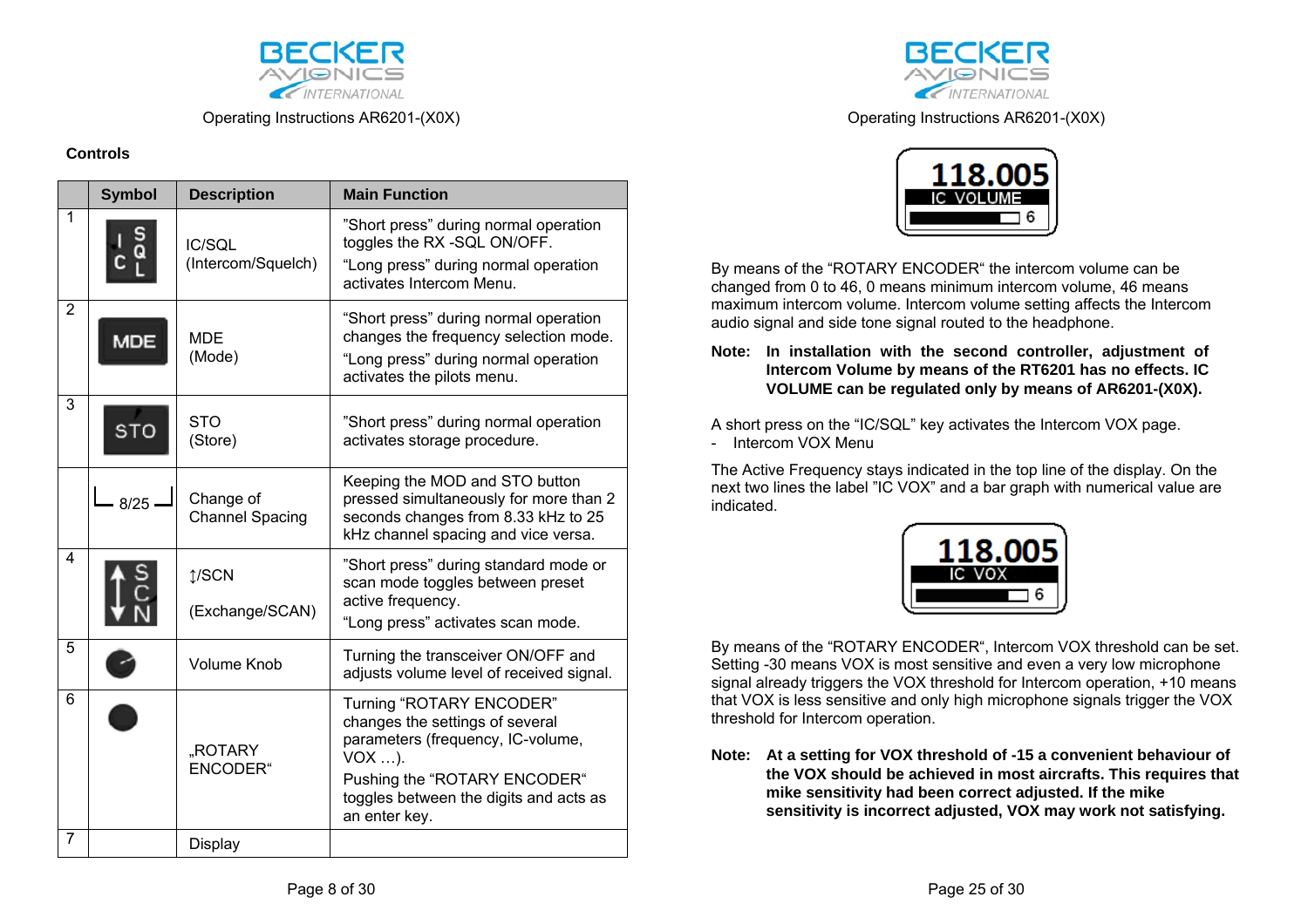## Controls

|  | Symbol | Description | Main Function |
|---|---|---|---|
| 1 | I C S Q L | IC/SQL (Intercom/Squelch) | "Short press" during normal operation toggles the RX -SQL ON/OFF. "Long press" during normal operation activates Intercom Menu. |
| 2 | MDE | MDE (Mode) | "Short press" during normal operation changes the frequency selection mode. "Long press" during normal operation activates the pilots menu. |
| 3 | STO | STO (Store) | "Short press" during normal operation activates storage procedure. |
|  | 8/25 | Change of Channel Spacing | Keeping the MOD and STO button pressed simultaneously for more than 2 seconds changes from 8.33 kHz to 25 kHz channel spacing and vice versa. |
| 4 | SCN | ↕/SCN (Exchange/SCAN) | "Short press" during standard mode or scan mode toggles between preset active frequency. "Long press" activates scan mode. |
| 5 |  | Volume Knob | Turning the transceiver ON/OFF and adjusts volume level of received signal. |
| 6 |  | „ROTARY ENCODER“ | Turning "ROTARY ENCODER" changes the settings of several parameters (frequency, IC-volume, VOX …). Pushing the "ROTARY ENCODER" toggles between the digits and acts as an enter key. |
| 7 |  | Display |  |

118.005
IC VOLUME
6

By means of the "ROTARY ENCODER" the intercom volume can be changed from 0 to 46, 0 means minimum intercom volume, 46 means maximum intercom volume. Intercom volume setting affects the Intercom audio signal and side tone signal routed to the headphone.

**Note: In installation with the second controller, adjustment of Intercom Volume by means of the RT6201 has no effects. IC VOLUME can be regulated only by means of AR6201-(X0X).**

A short press on the "IC/SQL" key activates the Intercom VOX page.
- Intercom VOX Menu

The Active Frequency stays indicated in the top line of the display. On the next two lines the label "IC VOX" and a bar graph with numerical value are indicated.

118.005
IC VOX
6

By means of the "ROTARY ENCODER", Intercom VOX threshold can be set. Setting -30 means VOX is most sensitive and even a very low microphone signal already triggers the VOX threshold for Intercom operation, +10 means that VOX is less sensitive and only high microphone signals trigger the VOX threshold for Intercom operation.

**Note: At a setting for VOX threshold of -15 a convenient behaviour of the VOX should be achieved in most aircrafts. This requires that mike sensitivity had been correct adjusted. If the mike sensitivity is incorrect adjusted, VOX may work not satisfying.**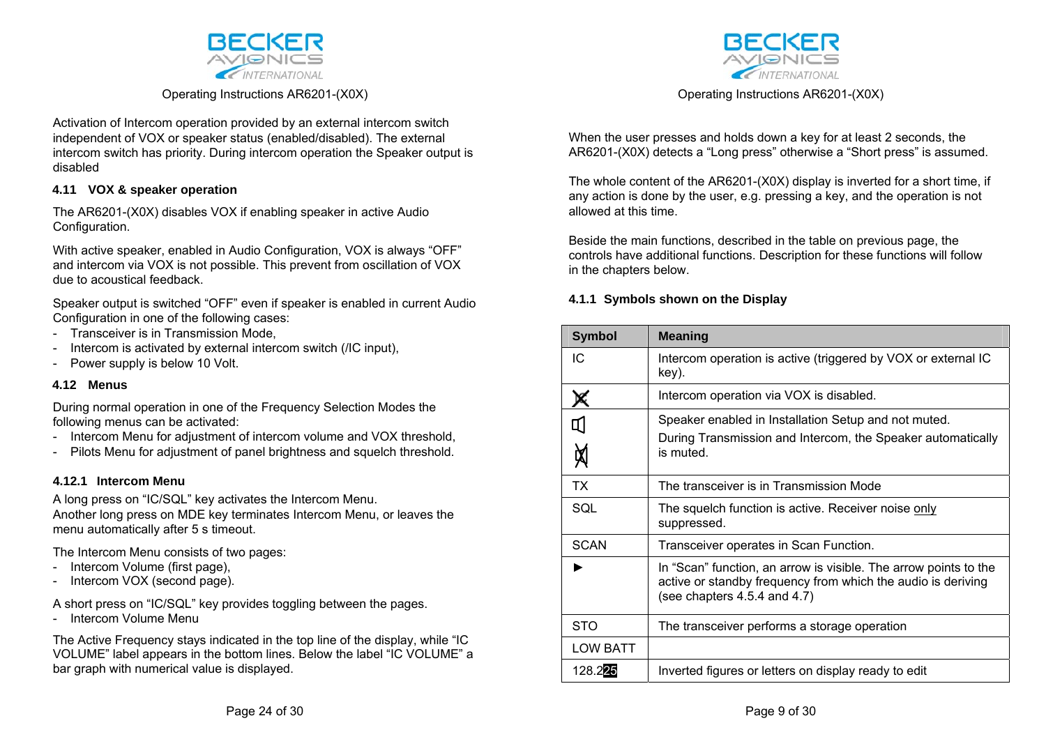Activation of Intercom operation provided by an external intercom switch independent of VOX or speaker status (enabled/disabled). The external intercom switch has priority. During intercom operation the Speaker output is disabled

### 4.11 VOX & speaker operation

The AR6201-(X0X) disables VOX if enabling speaker in active Audio Configuration.

With active speaker, enabled in Audio Configuration, VOX is always “OFF” and intercom via VOX is not possible. This prevent from oscillation of VOX due to acoustical feedback.

Speaker output is switched “OFF” even if speaker is enabled in current Audio Configuration in one of the following cases:

- Transceiver is in Transmission Mode,
- Intercom is activated by external intercom switch (/IC input),
- Power supply is below 10 Volt.

### 4.12 Menus

During normal operation in one of the Frequency Selection Modes the following menus can be activated:

- Intercom Menu for adjustment of intercom volume and VOX threshold,
- Pilots Menu for adjustment of panel brightness and squelch threshold.

#### 4.12.1 Intercom Menu

A long press on “IC/SQL” key activates the Intercom Menu.
Another long press on MDE key terminates Intercom Menu, or leaves the menu automatically after 5 s timeout.

The Intercom Menu consists of two pages:

- Intercom Volume (first page),
- Intercom VOX (second page).

A short press on “IC/SQL” key provides toggling between the pages.

- Intercom Volume Menu

The Active Frequency stays indicated in the top line of the display, while “IC VOLUME” label appears in the bottom lines. Below the label “IC VOLUME” a bar graph with numerical value is displayed.

When the user presses and holds down a key for at least 2 seconds, the AR6201-(X0X) detects a “Long press” otherwise a “Short press” is assumed.

The whole content of the AR6201-(X0X) display is inverted for a short time, if any action is done by the user, e.g. pressing a key, and the operation is not allowed at this time.

Beside the main functions, described in the table on previous page, the controls have additional functions. Description for these functions will follow in the chapters below.

#### 4.1.1 Symbols shown on the Display

| Symbol | Meaning |
|---|---|
| IC | Intercom operation is active (triggered by VOX or external IC key). |
| (crossed-out IC symbol) | Intercom operation via VOX is disabled. |
| (speaker symbol) / (crossed-out speaker symbol) | Speaker enabled in Installation Setup and not muted. During Transmission and Intercom, the Speaker automatically is muted. |
| TX | The transceiver is in Transmission Mode |
| SQL | The squelch function is active. Receiver noise only suppressed. |
| SCAN | Transceiver operates in Scan Function. |
| ► | In “Scan” function, an arrow is visible. The arrow points to the active or standby frequency from which the audio is deriving (see chapters 4.5.4 and 4.7) |
| STO | The transceiver performs a storage operation |
| LOW BATT | |
| 128.225 | Inverted figures or letters on display ready to edit |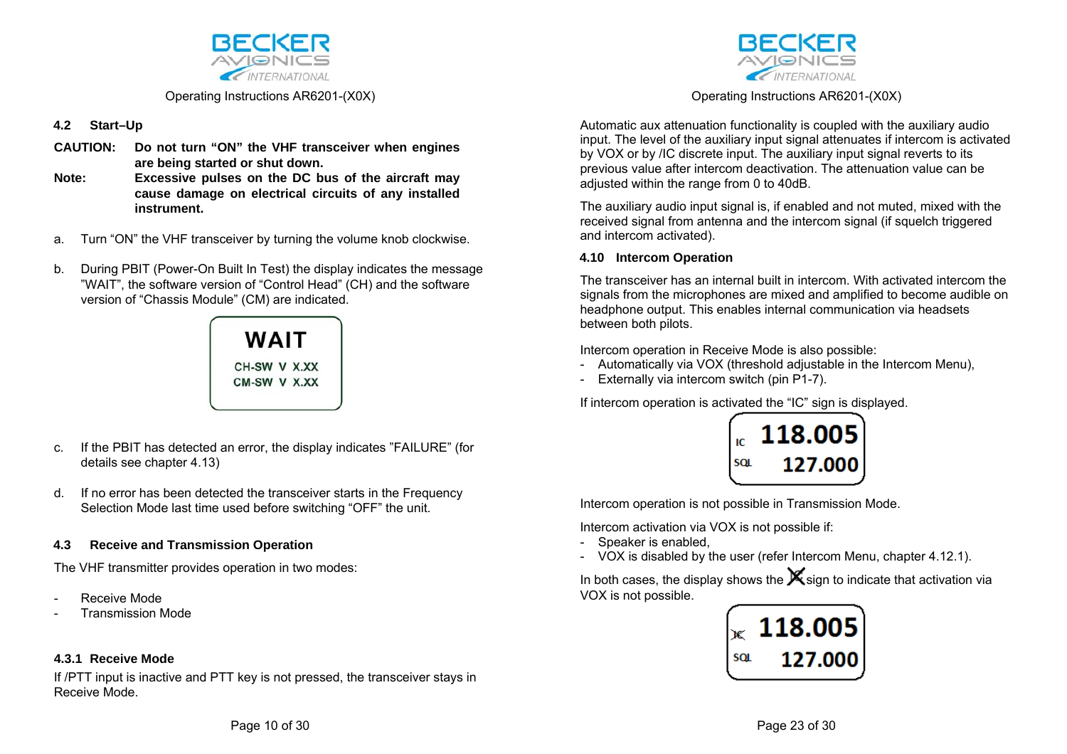### 4.2 Start–Up

**CAUTION: Do not turn "ON" the VHF transceiver when engines are being started or shut down.**

**Note: Excessive pulses on the DC bus of the aircraft may cause damage on electrical circuits of any installed instrument.**

a. Turn "ON" the VHF transceiver by turning the volume knob clockwise.

b. During PBIT (Power-On Built In Test) the display indicates the message "WAIT", the software version of "Control Head" (CH) and the software version of "Chassis Module" (CM) are indicated.

```
WAIT
CH-SW V X.XX
CM-SW V X.XX
```

c. If the PBIT has detected an error, the display indicates "FAILURE" (for details see chapter 4.13)

d. If no error has been detected the transceiver starts in the Frequency Selection Mode last time used before switching "OFF" the unit.

### 4.3 Receive and Transmission Operation

The VHF transmitter provides operation in two modes:

- Receive Mode
- Transmission Mode

#### 4.3.1 Receive Mode

If /PTT input is inactive and PTT key is not pressed, the transceiver stays in Receive Mode.

Automatic aux attenuation functionality is coupled with the auxiliary audio input. The level of the auxiliary input signal attenuates if intercom is activated by VOX or by /IC discrete input. The auxiliary input signal reverts to its previous value after intercom deactivation. The attenuation value can be adjusted within the range from 0 to 40dB.

The auxiliary audio input signal is, if enabled and not muted, mixed with the received signal from antenna and the intercom signal (if squelch triggered and intercom activated).

### 4.10 Intercom Operation

The transceiver has an internal built in intercom. With activated intercom the signals from the microphones are mixed and amplified to become audible on headphone output. This enables internal communication via headsets between both pilots.

Intercom operation in Receive Mode is also possible:

- Automatically via VOX (threshold adjustable in the Intercom Menu),
- Externally via intercom switch (pin P1-7).

If intercom operation is activated the "IC" sign is displayed.

```
IC   118.005
SQL  127.000
```

Intercom operation is not possible in Transmission Mode.

Intercom activation via VOX is not possible if:

- Speaker is enabled,
- VOX is disabled by the user (refer Intercom Menu, chapter 4.12.1).

In both cases, the display shows the crossed-out IC sign to indicate that activation via VOX is not possible.

```
IC (crossed out)  118.005
SQL               127.000
```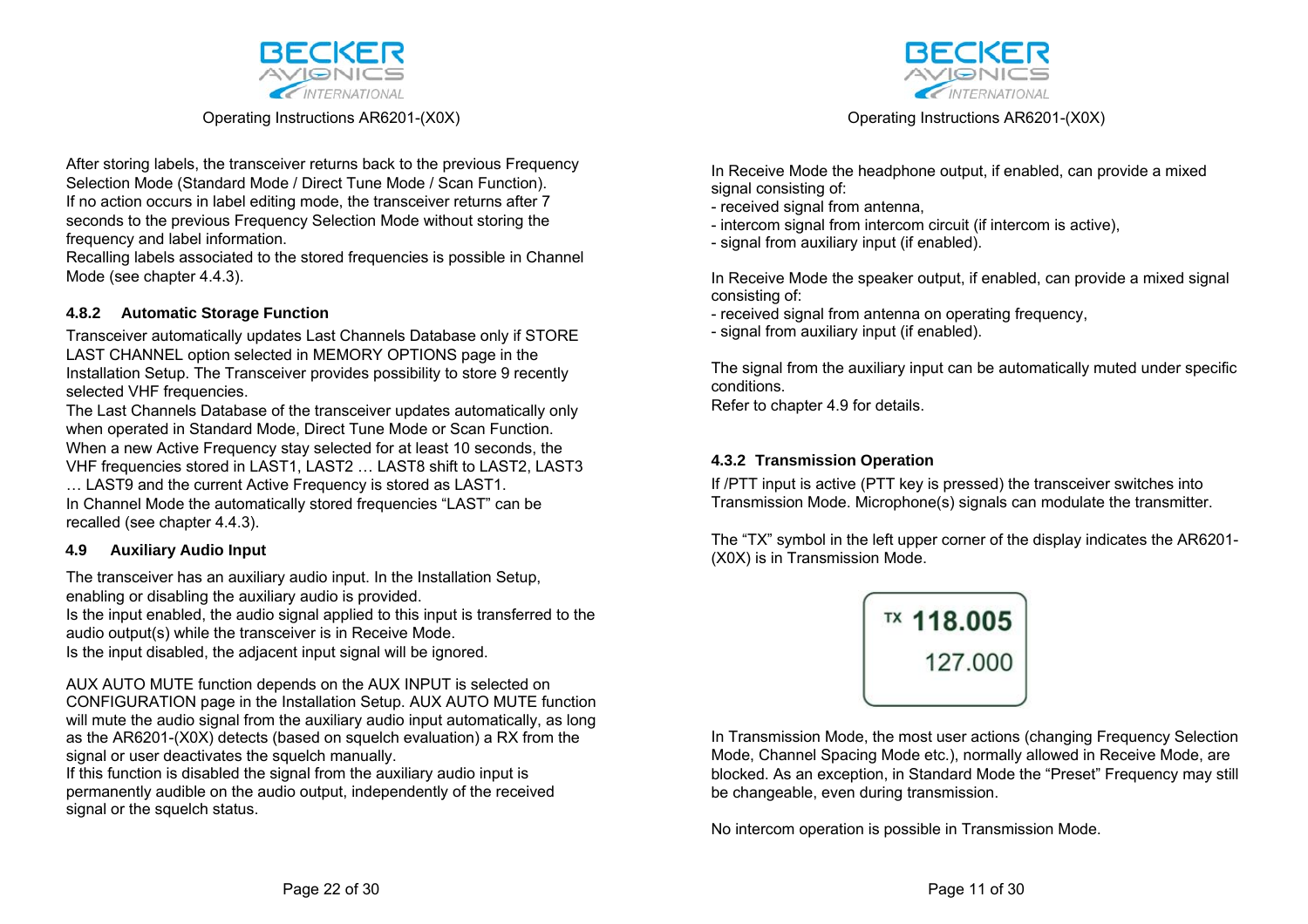After storing labels, the transceiver returns back to the previous Frequency Selection Mode (Standard Mode / Direct Tune Mode / Scan Function).
If no action occurs in label editing mode, the transceiver returns after 7 seconds to the previous Frequency Selection Mode without storing the frequency and label information.
Recalling labels associated to the stored frequencies is possible in Channel Mode (see chapter 4.4.3).

### 4.8.2 Automatic Storage Function

Transceiver automatically updates Last Channels Database only if STORE LAST CHANNEL option selected in MEMORY OPTIONS page in the Installation Setup. The Transceiver provides possibility to store 9 recently selected VHF frequencies.
The Last Channels Database of the transceiver updates automatically only when operated in Standard Mode, Direct Tune Mode or Scan Function.
When a new Active Frequency stay selected for at least 10 seconds, the VHF frequencies stored in LAST1, LAST2 … LAST8 shift to LAST2, LAST3 … LAST9 and the current Active Frequency is stored as LAST1.
In Channel Mode the automatically stored frequencies “LAST” can be recalled (see chapter 4.4.3).

## 4.9 Auxiliary Audio Input

The transceiver has an auxiliary audio input. In the Installation Setup, enabling or disabling the auxiliary audio is provided.
Is the input enabled, the audio signal applied to this input is transferred to the audio output(s) while the transceiver is in Receive Mode.
Is the input disabled, the adjacent input signal will be ignored.

AUX AUTO MUTE function depends on the AUX INPUT is selected on CONFIGURATION page in the Installation Setup. AUX AUTO MUTE function will mute the audio signal from the auxiliary audio input automatically, as long as the AR6201-(X0X) detects (based on squelch evaluation) a RX from the signal or user deactivates the squelch manually.
If this function is disabled the signal from the auxiliary audio input is permanently audible on the audio output, independently of the received signal or the squelch status.

In Receive Mode the headphone output, if enabled, can provide a mixed signal consisting of:
- received signal from antenna,
- intercom signal from intercom circuit (if intercom is active),
- signal from auxiliary input (if enabled).

In Receive Mode the speaker output, if enabled, can provide a mixed signal consisting of:
- received signal from antenna on operating frequency,
- signal from auxiliary input (if enabled).

The signal from the auxiliary input can be automatically muted under specific conditions.
Refer to chapter 4.9 for details.

### 4.3.2 Transmission Operation

If /PTT input is active (PTT key is pressed) the transceiver switches into Transmission Mode. Microphone(s) signals can modulate the transmitter.

The “TX” symbol in the left upper corner of the display indicates the AR6201-(X0X) is in Transmission Mode.

TX **118.005**
127.000

In Transmission Mode, the most user actions (changing Frequency Selection Mode, Channel Spacing Mode etc.), normally allowed in Receive Mode, are blocked. As an exception, in Standard Mode the “Preset” Frequency may still be changeable, even during transmission.

No intercom operation is possible in Transmission Mode.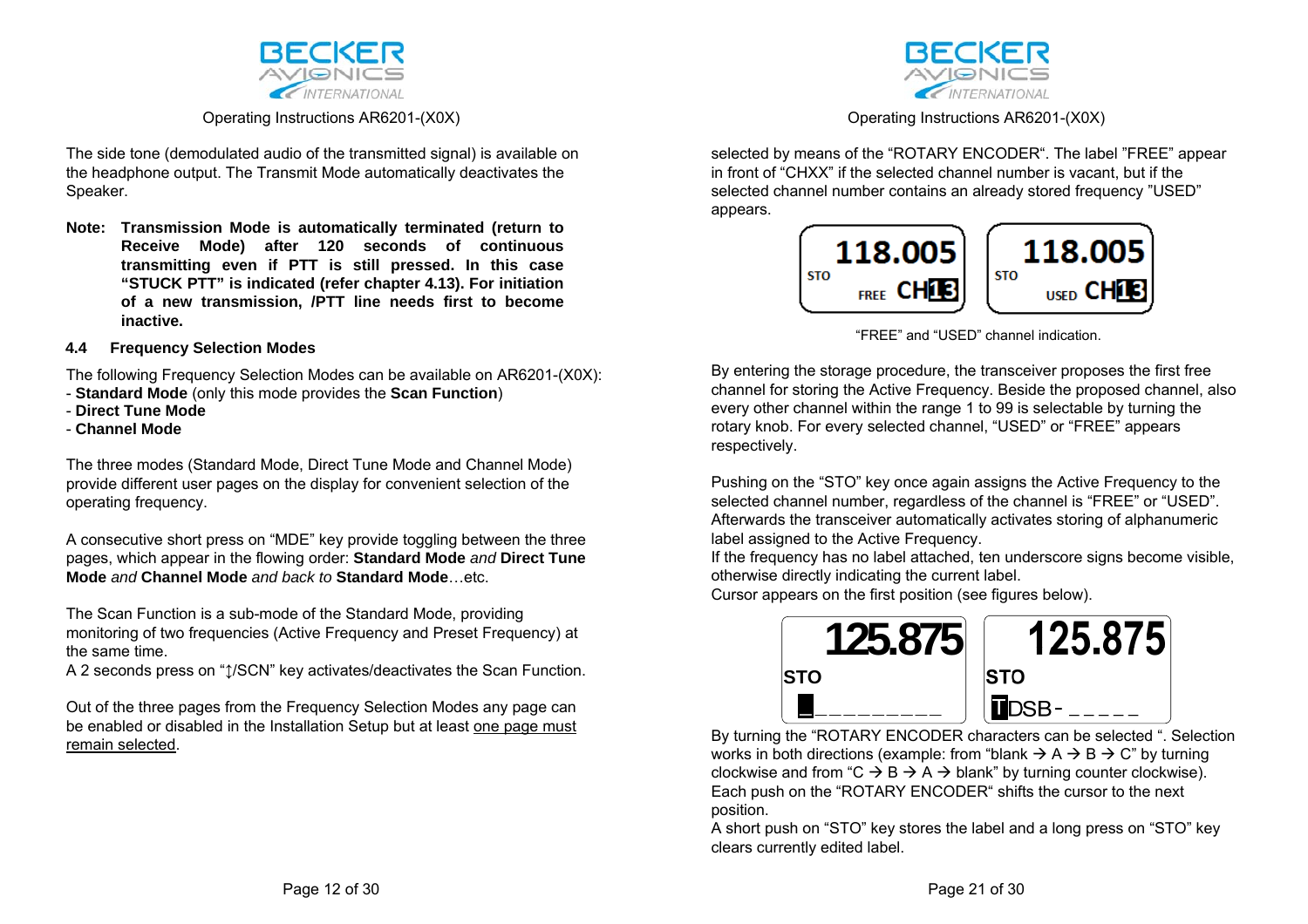The side tone (demodulated audio of the transmitted signal) is available on the headphone output. The Transmit Mode automatically deactivates the Speaker.

**Note: Transmission Mode is automatically terminated (return to Receive Mode) after 120 seconds of continuous transmitting even if PTT is still pressed. In this case "STUCK PTT" is indicated (refer chapter 4.13). For initiation of a new transmission, /PTT line needs first to become inactive.**

### 4.4 Frequency Selection Modes

The following Frequency Selection Modes can be available on AR6201-(X0X):
- **Standard Mode** (only this mode provides the **Scan Function**)
- **Direct Tune Mode**
- **Channel Mode**

The three modes (Standard Mode, Direct Tune Mode and Channel Mode) provide different user pages on the display for convenient selection of the operating frequency.

A consecutive short press on "MDE" key provide toggling between the three pages, which appear in the flowing order: **Standard Mode** *and* **Direct Tune Mode** *and* **Channel Mode** *and back to* **Standard Mode**…etc.

The Scan Function is a sub-mode of the Standard Mode, providing monitoring of two frequencies (Active Frequency and Preset Frequency) at the same time.
A 2 seconds press on "↕/SCN" key activates/deactivates the Scan Function.

Out of the three pages from the Frequency Selection Modes any page can be enabled or disabled in the Installation Setup but at least one page must remain selected.

selected by means of the "ROTARY ENCODER". The label "FREE" appear in front of "CHXX" if the selected channel number is vacant, but if the selected channel number contains an already stored frequency "USED" appears.

118.005 STO FREE CH13 | 118.005 STO USED CH13

"FREE" and "USED" channel indication.

By entering the storage procedure, the transceiver proposes the first free channel for storing the Active Frequency. Beside the proposed channel, also every other channel within the range 1 to 99 is selectable by turning the rotary knob. For every selected channel, "USED" or "FREE" appears respectively.

Pushing on the "STO" key once again assigns the Active Frequency to the selected channel number, regardless of the channel is "FREE" or "USED". Afterwards the transceiver automatically activates storing of alphanumeric label assigned to the Active Frequency.
If the frequency has no label attached, ten underscore signs become visible, otherwise directly indicating the current label.
Cursor appears on the first position (see figures below).

125.875 STO __________ | 125.875 STO TDSB-_____

By turning the "ROTARY ENCODER characters can be selected ". Selection works in both directions (example: from "blank → A → B → C" by turning clockwise and from "C → B → A → blank" by turning counter clockwise).
Each push on the "ROTARY ENCODER" shifts the cursor to the next position.
A short push on "STO" key stores the label and a long press on "STO" key clears currently edited label.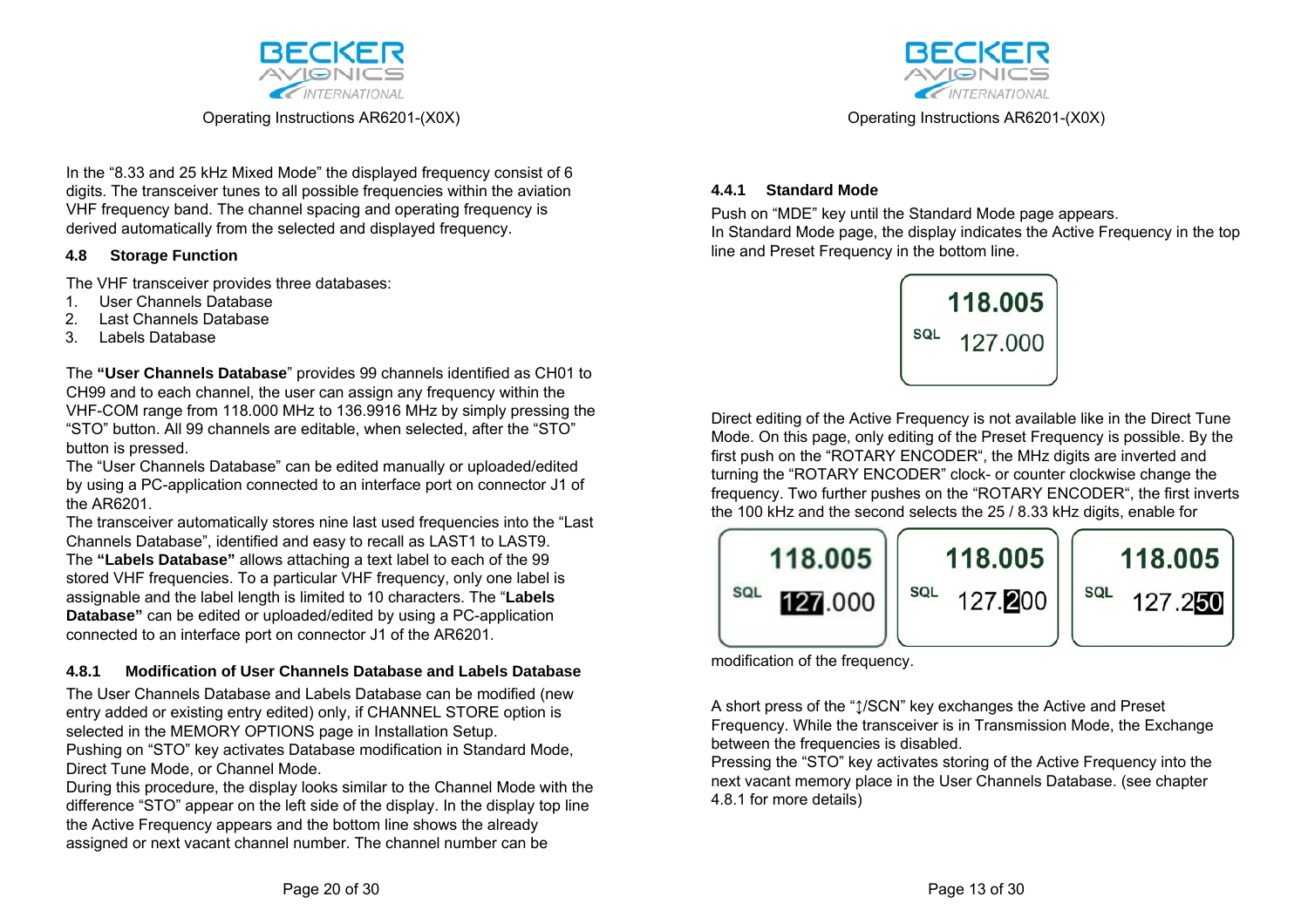In the “8.33 and 25 kHz Mixed Mode” the displayed frequency consist of 6 digits. The transceiver tunes to all possible frequencies within the aviation VHF frequency band. The channel spacing and operating frequency is derived automatically from the selected and displayed frequency.

### 4.8 Storage Function

The VHF transceiver provides three databases:

1. User Channels Database
2. Last Channels Database
3. Labels Database

The **“User Channels Database**” provides 99 channels identified as CH01 to CH99 and to each channel, the user can assign any frequency within the VHF-COM range from 118.000 MHz to 136.9916 MHz by simply pressing the “STO” button. All 99 channels are editable, when selected, after the “STO” button is pressed.
The “User Channels Database” can be edited manually or uploaded/edited by using a PC-application connected to an interface port on connector J1 of the AR6201.
The transceiver automatically stores nine last used frequencies into the “Last Channels Database”, identified and easy to recall as LAST1 to LAST9.
The **“Labels Database”** allows attaching a text label to each of the 99 stored VHF frequencies. To a particular VHF frequency, only one label is assignable and the label length is limited to 10 characters. The “**Labels Database”** can be edited or uploaded/edited by using a PC-application connected to an interface port on connector J1 of the AR6201.

#### 4.8.1 Modification of User Channels Database and Labels Database

The User Channels Database and Labels Database can be modified (new entry added or existing entry edited) only, if CHANNEL STORE option is selected in the MEMORY OPTIONS page in Installation Setup.
Pushing on “STO” key activates Database modification in Standard Mode, Direct Tune Mode, or Channel Mode.
During this procedure, the display looks similar to the Channel Mode with the difference “STO” appear on the left side of the display. In the display top line the Active Frequency appears and the bottom line shows the already assigned or next vacant channel number. The channel number can be

#### 4.4.1 Standard Mode

Push on “MDE” key until the Standard Mode page appears.
In Standard Mode page, the display indicates the Active Frequency in the top line and Preset Frequency in the bottom line.

118.005
SQL 127.000

Direct editing of the Active Frequency is not available like in the Direct Tune Mode. On this page, only editing of the Preset Frequency is possible. By the first push on the “ROTARY ENCODER“, the MHz digits are inverted and turning the “ROTARY ENCODER” clock- or counter clockwise change the frequency. Two further pushes on the “ROTARY ENCODER“, the first inverts the 100 kHz and the second selects the 25 / 8.33 kHz digits, enable for

118.005
SQL 127.000

118.005
SQL 127.200

118.005
SQL 127.250

modification of the frequency.

A short press of the “↕/SCN” key exchanges the Active and Preset Frequency. While the transceiver is in Transmission Mode, the Exchange between the frequencies is disabled.
Pressing the “STO” key activates storing of the Active Frequency into the next vacant memory place in the User Channels Database. (see chapter 4.8.1 for more details)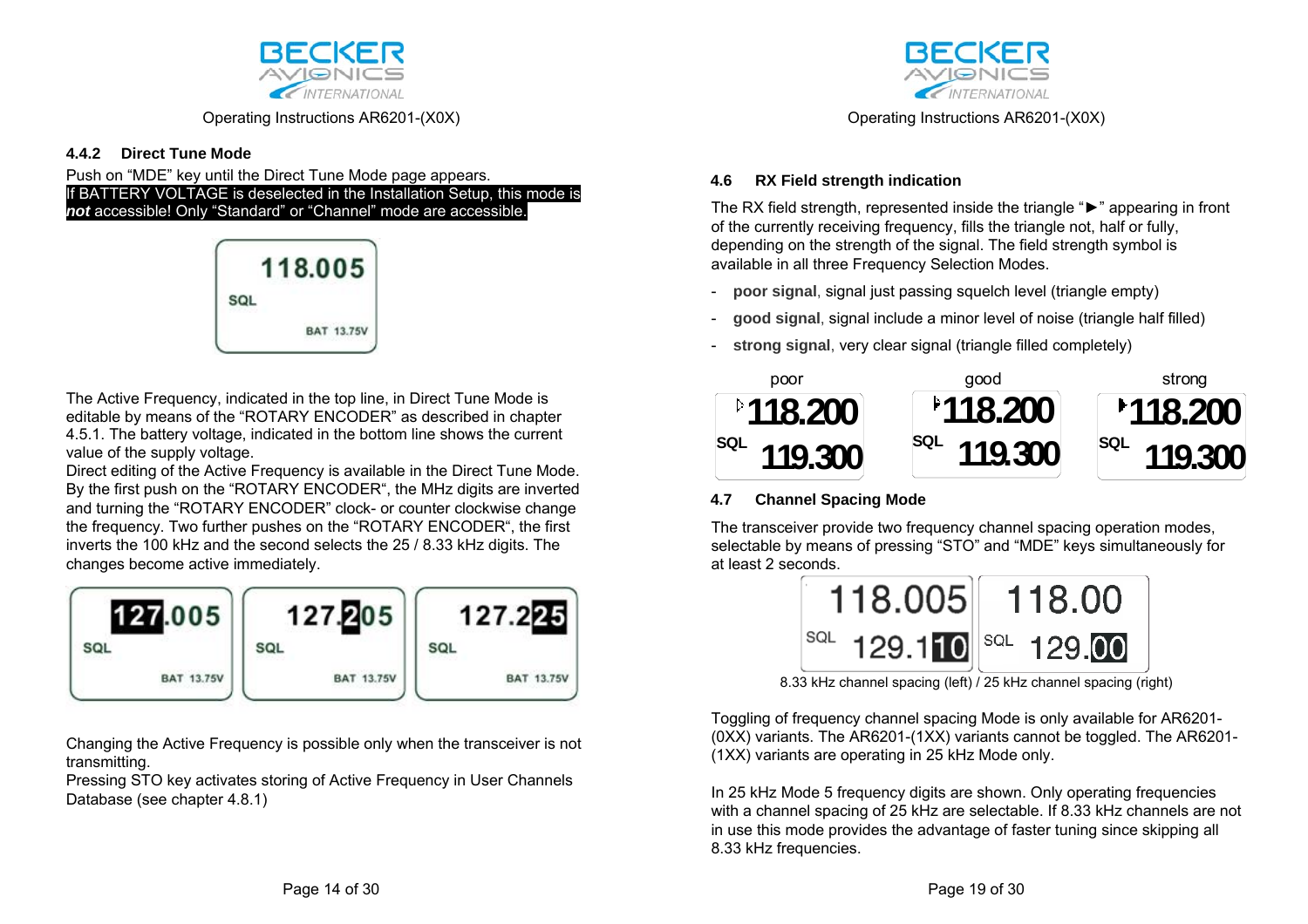### 4.4.2 Direct Tune Mode

Push on "MDE" key until the Direct Tune Mode page appears.
If BATTERY VOLTAGE is deselected in the Installation Setup, this mode is ***not*** accessible! Only "Standard" or "Channel" mode are accessible.

The Active Frequency, indicated in the top line, in Direct Tune Mode is editable by means of the "ROTARY ENCODER" as described in chapter 4.5.1. The battery voltage, indicated in the bottom line shows the current value of the supply voltage.
Direct editing of the Active Frequency is available in the Direct Tune Mode. By the first push on the "ROTARY ENCODER", the MHz digits are inverted and turning the "ROTARY ENCODER" clock- or counter clockwise change the frequency. Two further pushes on the "ROTARY ENCODER", the first inverts the 100 kHz and the second selects the 25 / 8.33 kHz digits. The changes become active immediately.

Changing the Active Frequency is possible only when the transceiver is not transmitting.
Pressing STO key activates storing of Active Frequency in User Channels Database (see chapter 4.8.1)

### 4.6 RX Field strength indication

The RX field strength, represented inside the triangle "►" appearing in front of the currently receiving frequency, fills the triangle not, half or fully, depending on the strength of the signal. The field strength symbol is available in all three Frequency Selection Modes.

- **poor signal**, signal just passing squelch level (triangle empty)
- **good signal**, signal include a minor level of noise (triangle half filled)
- **strong signal**, very clear signal (triangle filled completely)

### 4.7 Channel Spacing Mode

The transceiver provide two frequency channel spacing operation modes, selectable by means of pressing "STO" and "MDE" keys simultaneously for at least 2 seconds.

8.33 kHz channel spacing (left) / 25 kHz channel spacing (right)

Toggling of frequency channel spacing Mode is only available for AR6201-(0XX) variants. The AR6201-(1XX) variants cannot be toggled. The AR6201-(1XX) variants are operating in 25 kHz Mode only.

In 25 kHz Mode 5 frequency digits are shown. Only operating frequencies with a channel spacing of 25 kHz are selectable. If 8.33 kHz channels are not in use this mode provides the advantage of faster tuning since skipping all 8.33 kHz frequencies.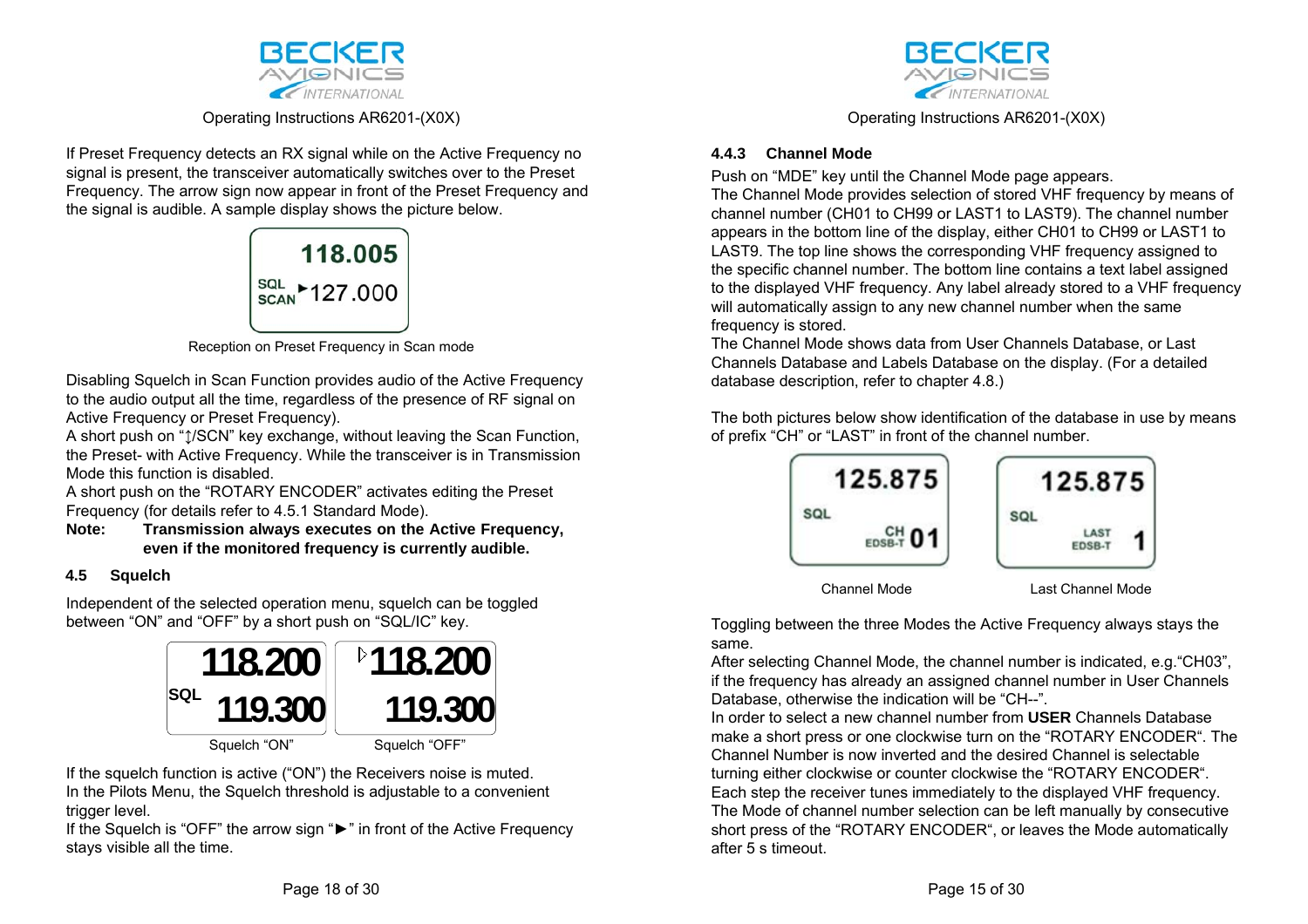If Preset Frequency detects an RX signal while on the Active Frequency no signal is present, the transceiver automatically switches over to the Preset Frequency. The arrow sign now appear in front of the Preset Frequency and the signal is audible. A sample display shows the picture below.

Reception on Preset Frequency in Scan mode

Disabling Squelch in Scan Function provides audio of the Active Frequency to the audio output all the time, regardless of the presence of RF signal on Active Frequency or Preset Frequency).
A short push on "↕/SCN" key exchange, without leaving the Scan Function, the Preset- with Active Frequency. While the transceiver is in Transmission Mode this function is disabled.
A short push on the "ROTARY ENCODER" activates editing the Preset Frequency (for details refer to 4.5.1 Standard Mode).

**Note:** **Transmission always executes on the Active Frequency, even if the monitored frequency is currently audible.**

### 4.5 Squelch

Independent of the selected operation menu, squelch can be toggled between "ON" and "OFF" by a short push on "SQL/IC" key.

Squelch "ON" Squelch "OFF"

If the squelch function is active ("ON") the Receivers noise is muted.
In the Pilots Menu, the Squelch threshold is adjustable to a convenient trigger level.
If the Squelch is "OFF" the arrow sign "►" in front of the Active Frequency stays visible all the time.

### 4.4.3 Channel Mode

Push on "MDE" key until the Channel Mode page appears.
The Channel Mode provides selection of stored VHF frequency by means of channel number (CH01 to CH99 or LAST1 to LAST9). The channel number appears in the bottom line of the display, either CH01 to CH99 or LAST1 to LAST9. The top line shows the corresponding VHF frequency assigned to the specific channel number. The bottom line contains a text label assigned to the displayed VHF frequency. Any label already stored to a VHF frequency will automatically assign to any new channel number when the same frequency is stored.
The Channel Mode shows data from User Channels Database, or Last Channels Database and Labels Database on the display. (For a detailed database description, refer to chapter 4.8.)

The both pictures below show identification of the database in use by means of prefix "CH" or "LAST" in front of the channel number.

Channel Mode Last Channel Mode

Toggling between the three Modes the Active Frequency always stays the same.
After selecting Channel Mode, the channel number is indicated, e.g."CH03", if the frequency has already an assigned channel number in User Channels Database, otherwise the indication will be "CH--".
In order to select a new channel number from **USER** Channels Database make a short press or one clockwise turn on the "ROTARY ENCODER". The Channel Number is now inverted and the desired Channel is selectable turning either clockwise or counter clockwise the "ROTARY ENCODER".
Each step the receiver tunes immediately to the displayed VHF frequency.
The Mode of channel number selection can be left manually by consecutive short press of the "ROTARY ENCODER", or leaves the Mode automatically after 5 s timeout.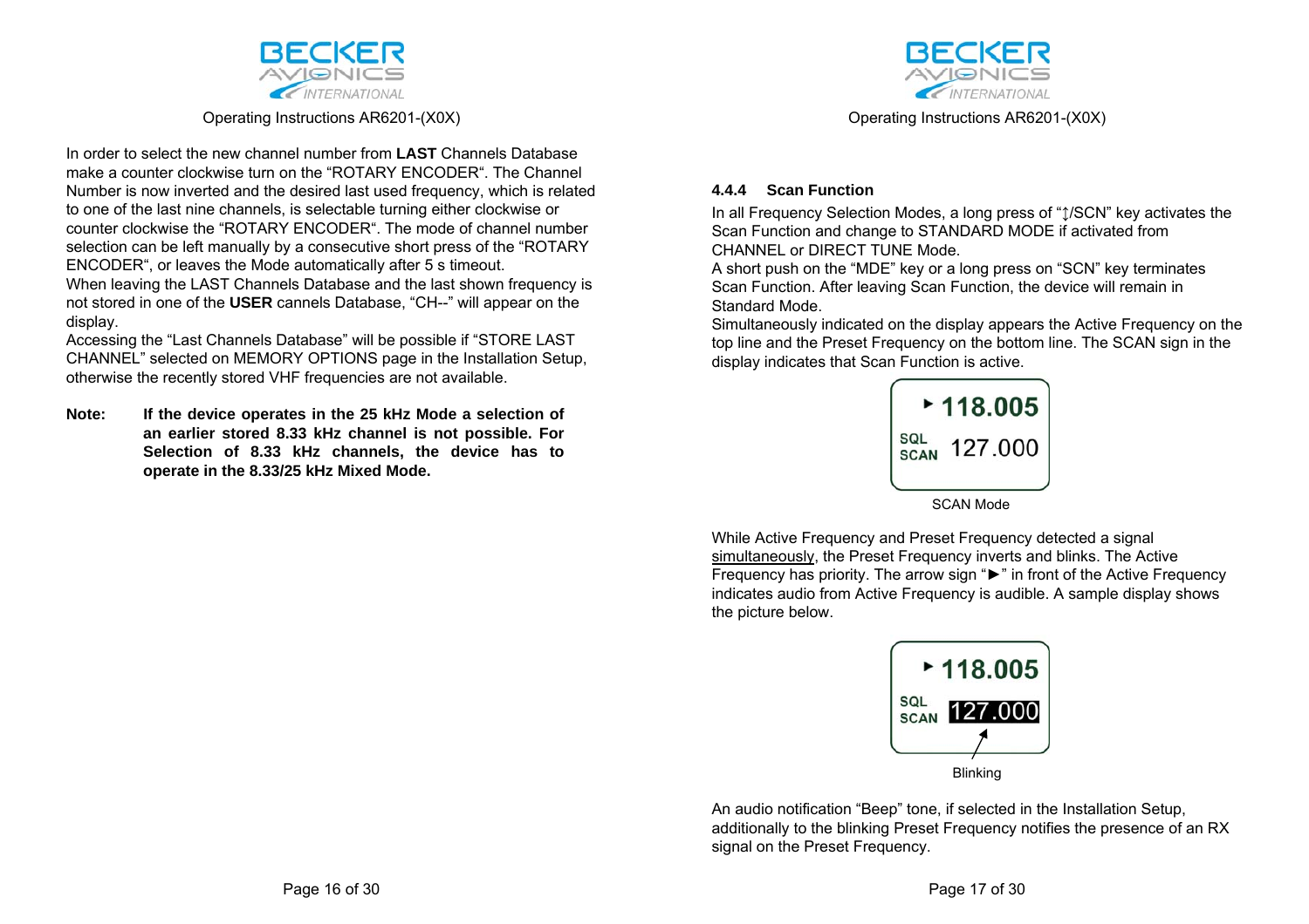In order to select the new channel number from **LAST** Channels Database make a counter clockwise turn on the “ROTARY ENCODER“. The Channel Number is now inverted and the desired last used frequency, which is related to one of the last nine channels, is selectable turning either clockwise or counter clockwise the “ROTARY ENCODER“. The mode of channel number selection can be left manually by a consecutive short press of the “ROTARY ENCODER“, or leaves the Mode automatically after 5 s timeout.
When leaving the LAST Channels Database and the last shown frequency is not stored in one of the **USER** cannels Database, “CH--” will appear on the display.
Accessing the “Last Channels Database” will be possible if “STORE LAST CHANNEL” selected on MEMORY OPTIONS page in the Installation Setup, otherwise the recently stored VHF frequencies are not available.

**Note:** **If the device operates in the 25 kHz Mode a selection of an earlier stored 8.33 kHz channel is not possible. For Selection of 8.33 kHz channels, the device has to operate in the 8.33/25 kHz Mixed Mode.**

#### 4.4.4 Scan Function

In all Frequency Selection Modes, a long press of “↕/SCN” key activates the Scan Function and change to STANDARD MODE if activated from CHANNEL or DIRECT TUNE Mode.
A short push on the “MDE” key or a long press on “SCN” key terminates Scan Function. After leaving Scan Function, the device will remain in Standard Mode.
Simultaneously indicated on the display appears the Active Frequency on the top line and the Preset Frequency on the bottom line. The SCAN sign in the display indicates that Scan Function is active.

► 118.005
SQL
SCAN 127.000

SCAN Mode

While Active Frequency and Preset Frequency detected a signal simultaneously, the Preset Frequency inverts and blinks. The Active Frequency has priority. The arrow sign “►” in front of the Active Frequency indicates audio from Active Frequency is audible. A sample display shows the picture below.

► 118.005
SQL
SCAN 127.000

Blinking

An audio notification “Beep” tone, if selected in the Installation Setup, additionally to the blinking Preset Frequency notifies the presence of an RX signal on the Preset Frequency.